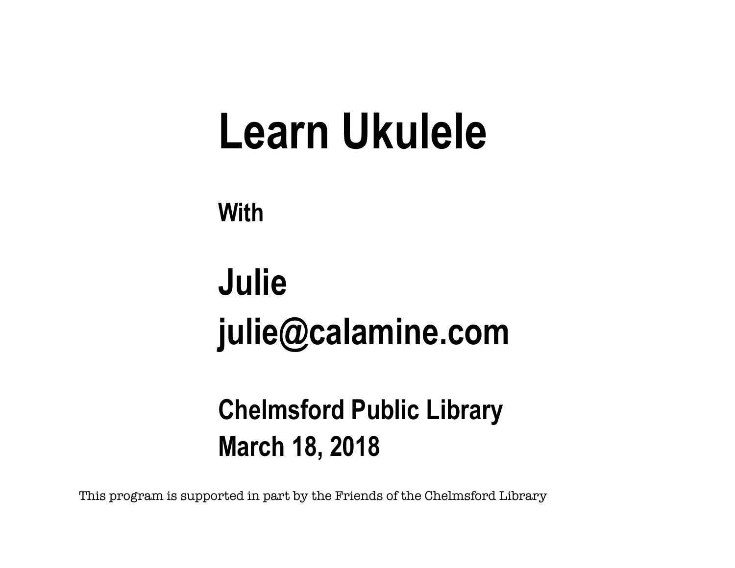# Learn Ukulele

**With**

## Julie
## julie@calamine.com

**Chelmsford Public Library**
**March 18, 2018**

This program is supported in part by the Friends of the Chelmsford Library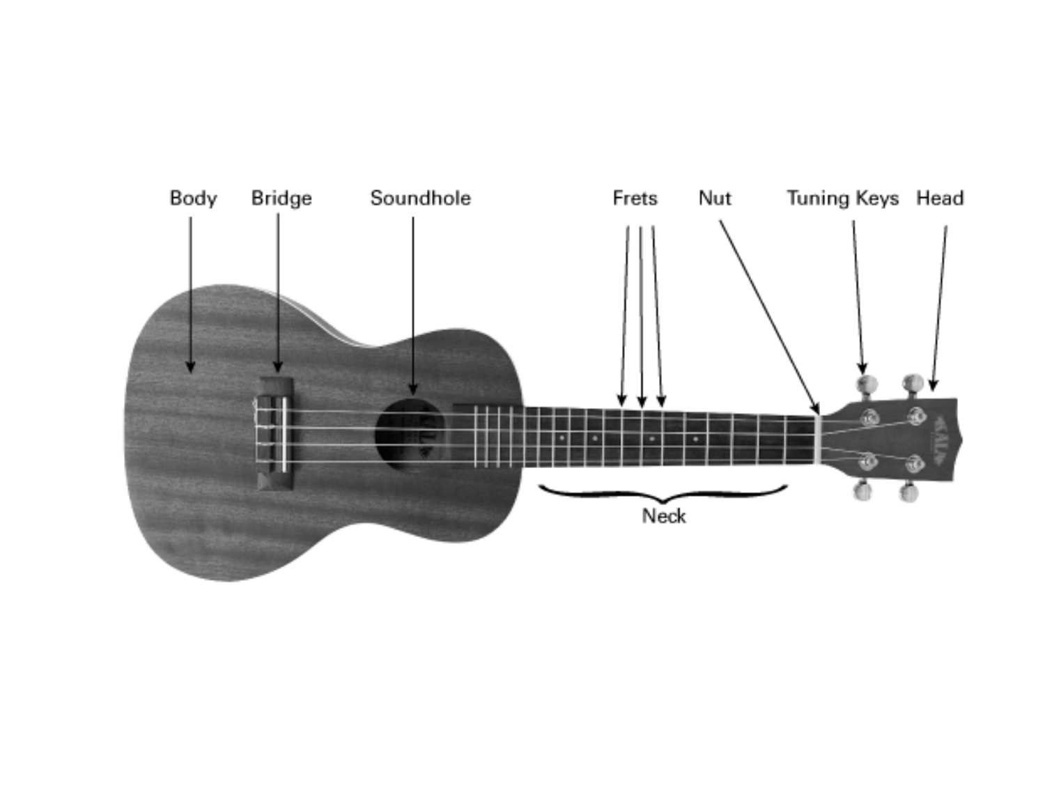Body

Bridge

Soundhole

Frets

Nut

Tuning Keys

Head

Neck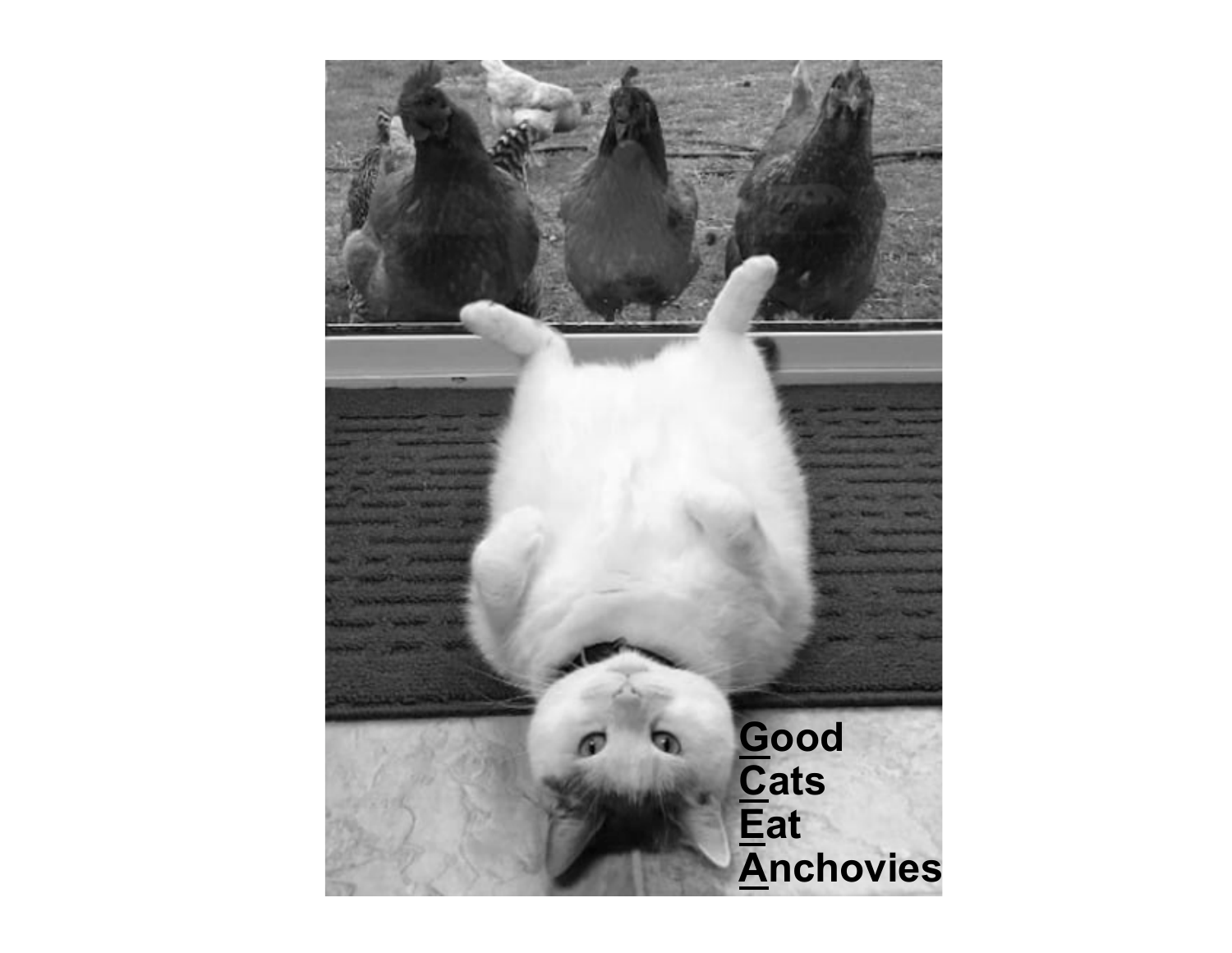Good
Cats
Eat
Anchovies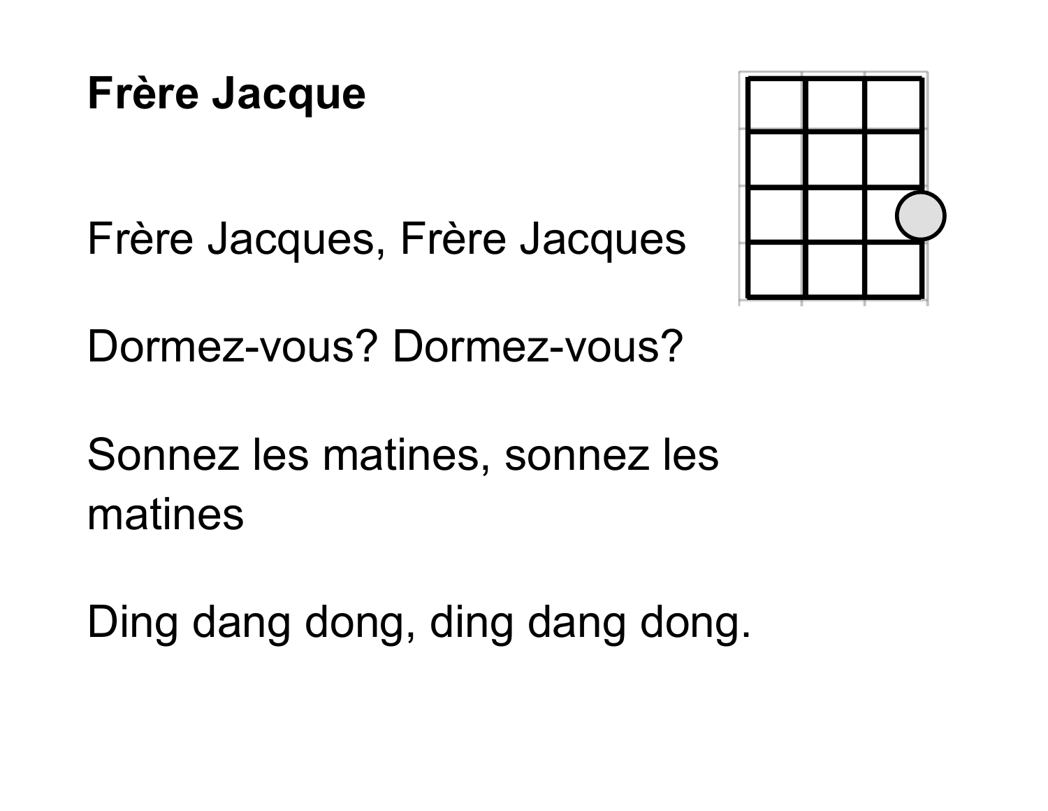**Frère Jacque**

Frère Jacques, Frère Jacques

Dormez-vous? Dormez-vous?

Sonnez les matines, sonnez les matines

Ding dang dong, ding dang dong.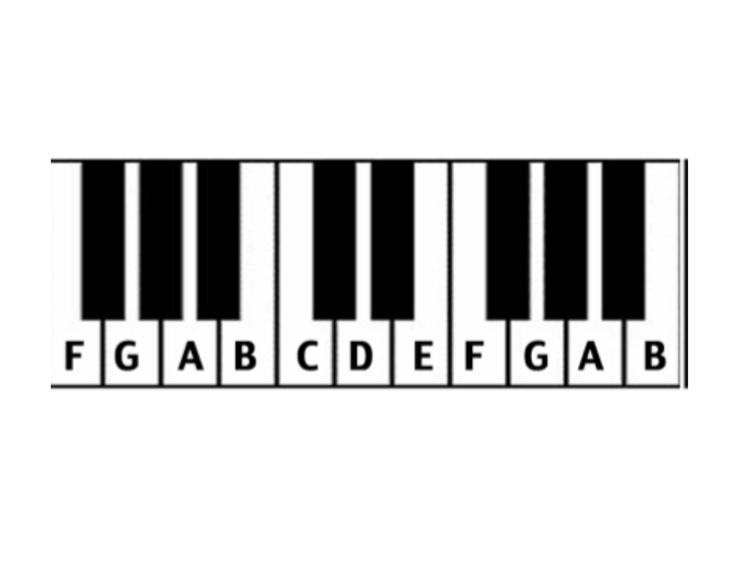F G A B C D E F G A B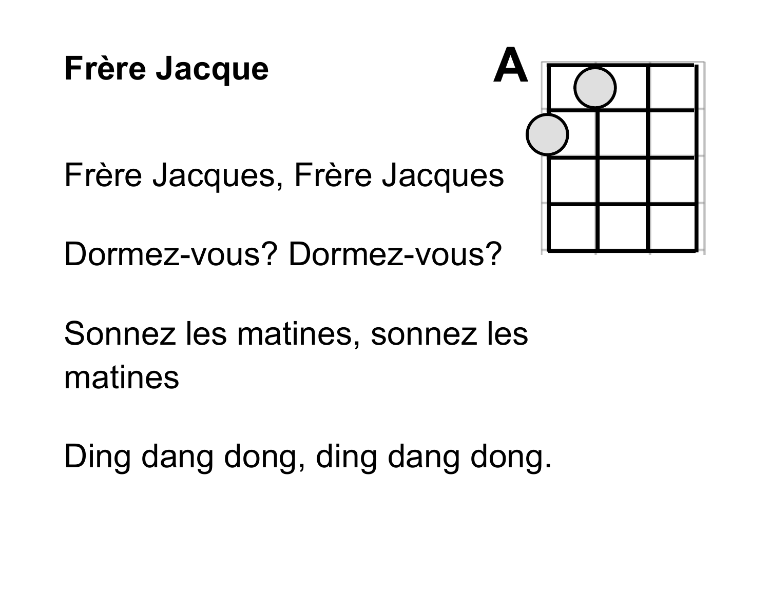**Frère Jacque**

A

Frère Jacques, Frère Jacques

Dormez-vous? Dormez-vous?

Sonnez les matines, sonnez les matines

Ding dang dong, ding dang dong.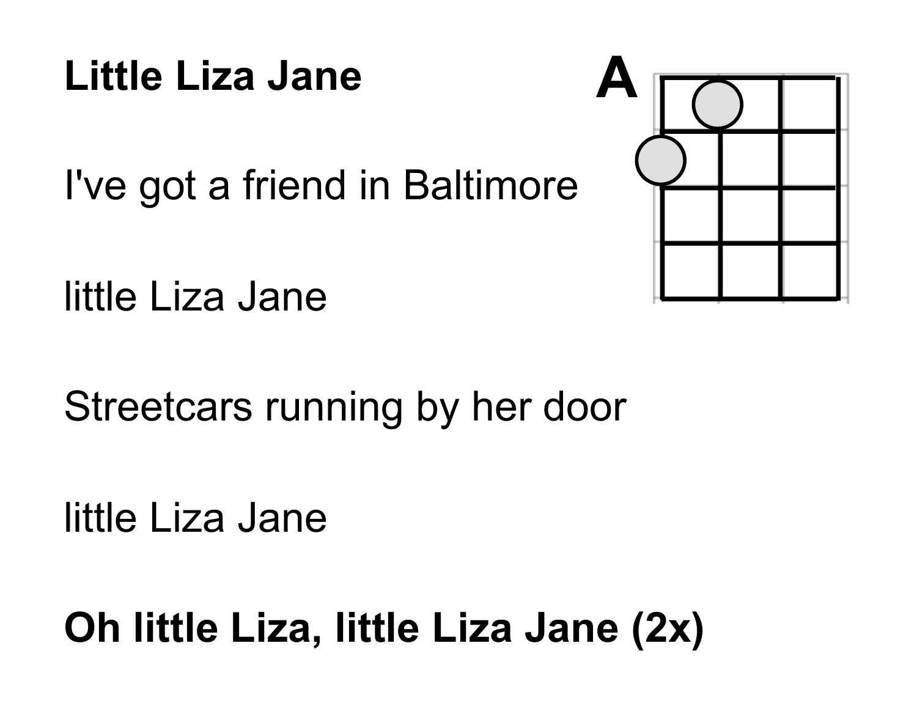**Little Liza Jane**

A

I've got a friend in Baltimore

little Liza Jane

Streetcars running by her door

little Liza Jane

**Oh little Liza, little Liza Jane (2x)**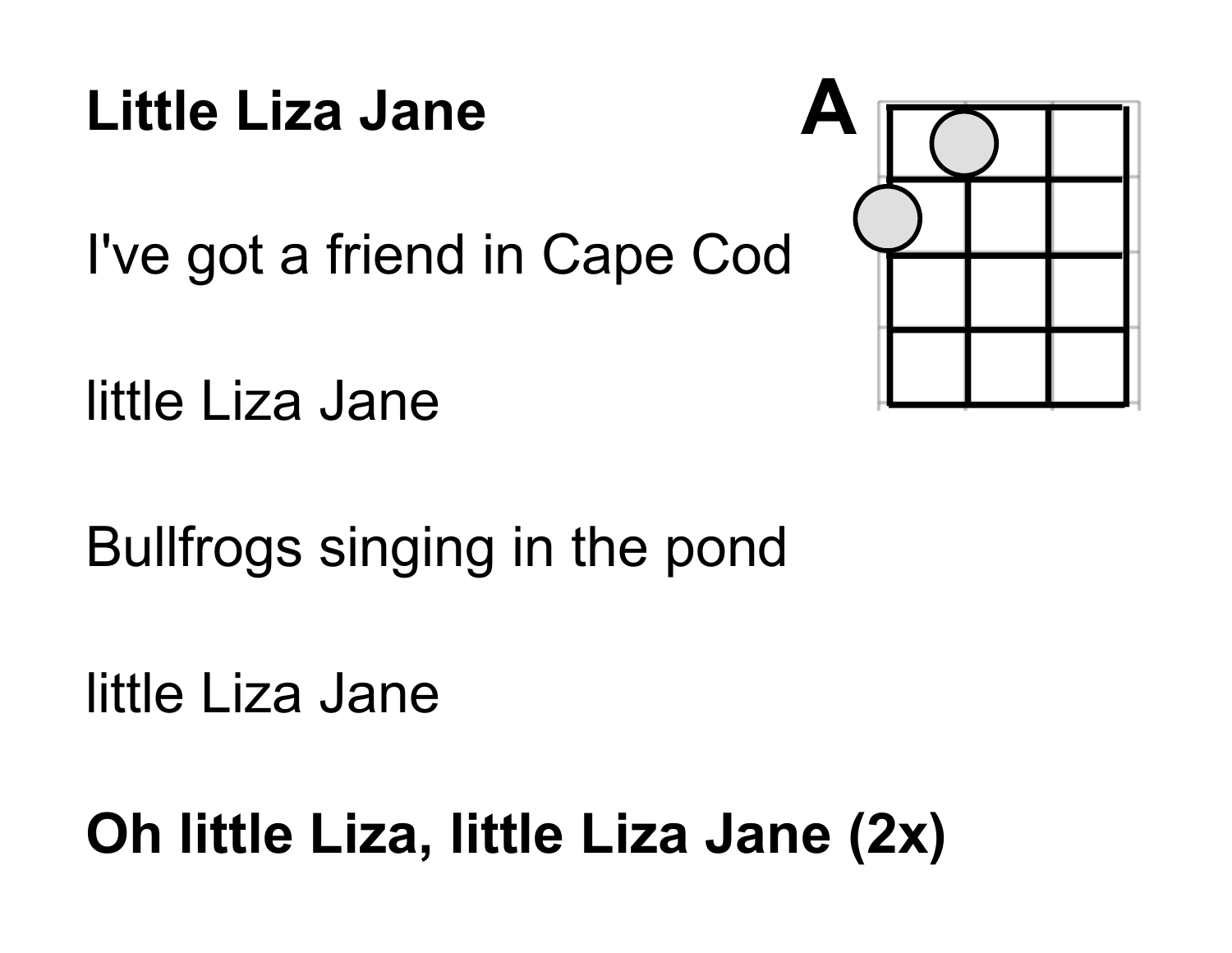**Little Liza Jane**

A

I've got a friend in Cape Cod

little Liza Jane

Bullfrogs singing in the pond

little Liza Jane

**Oh little Liza, little Liza Jane (2x)**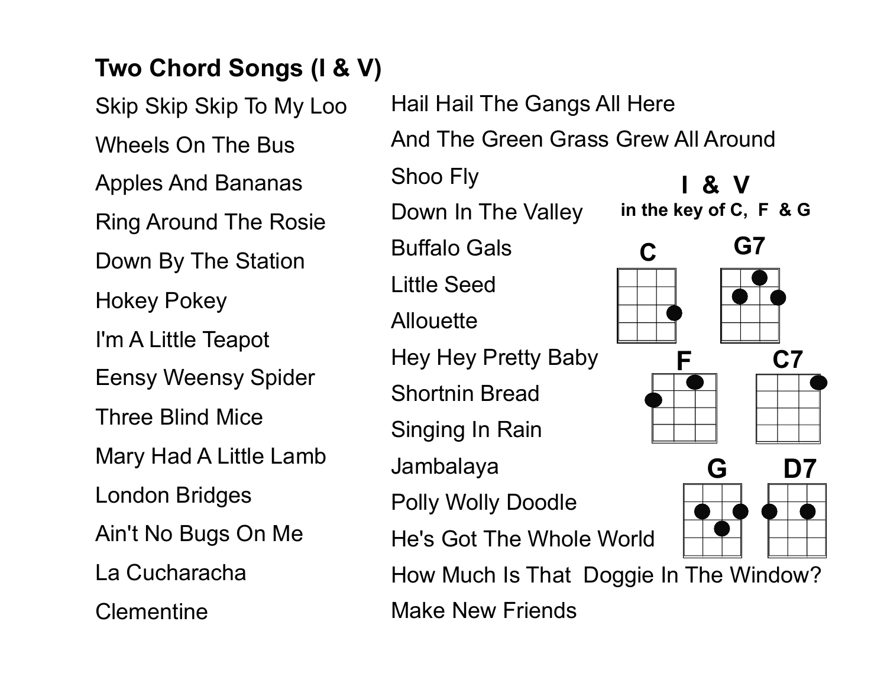# Two Chord Songs (I & V)

- Skip Skip Skip To My Loo
- Wheels On The Bus
- Apples And Bananas
- Ring Around The Rosie
- Down By The Station
- Hokey Pokey
- I'm A Little Teapot
- Eensy Weensy Spider
- Three Blind Mice
- Mary Had A Little Lamb
- London Bridges
- Ain't No Bugs On Me
- La Cucharacha
- Clementine
- Hail Hail The Gangs All Here
- And The Green Grass Grew All Around
- Shoo Fly
- Down In The Valley
- Buffalo Gals
- Little Seed
- Allouette
- Hey Hey Pretty Baby
- Shortnin Bread
- Singing In Rain
- Jambalaya
- Polly Wolly Doodle
- He's Got The Whole World
- How Much Is That Doggie In The Window?
- Make New Friends

**I & V**

**in the key of C, F & G**

**C** **G7**

**F** **C7**

**G** **D7**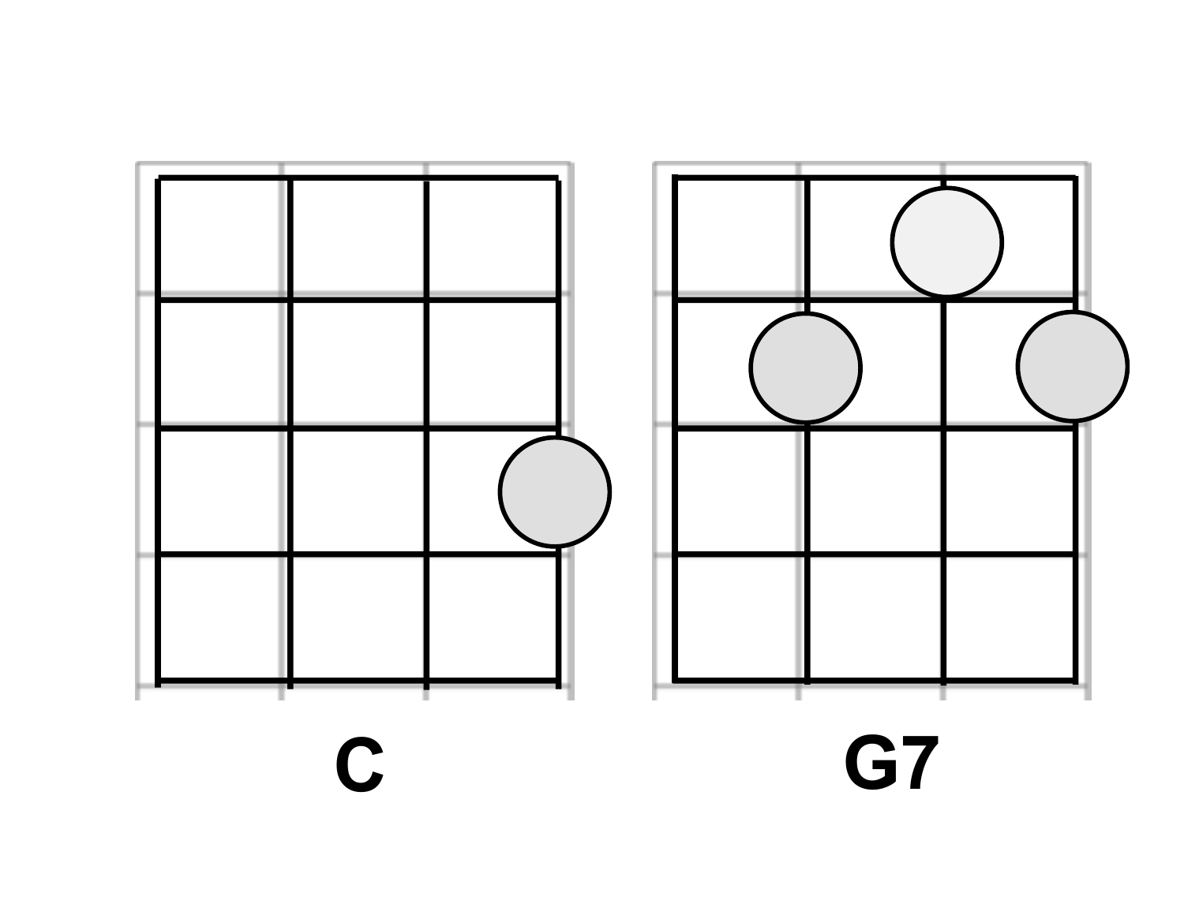C

G7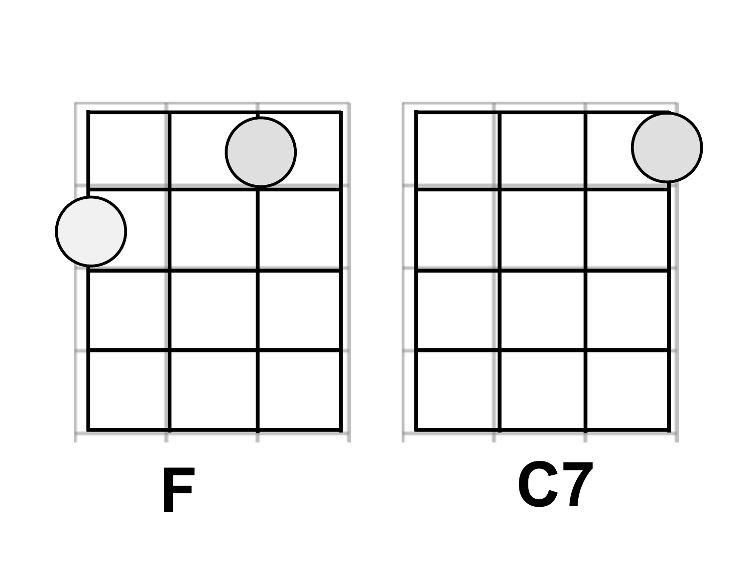F

C7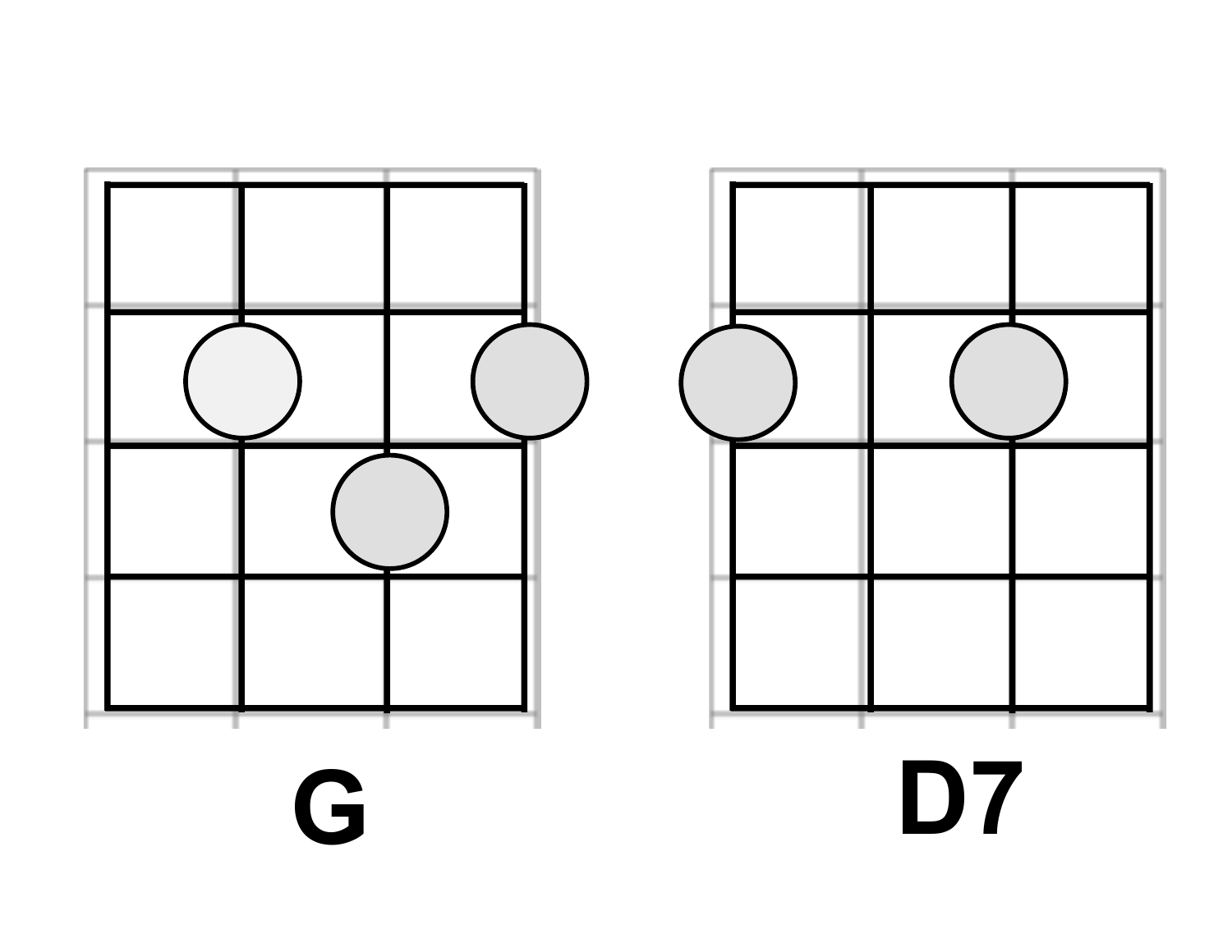G

D7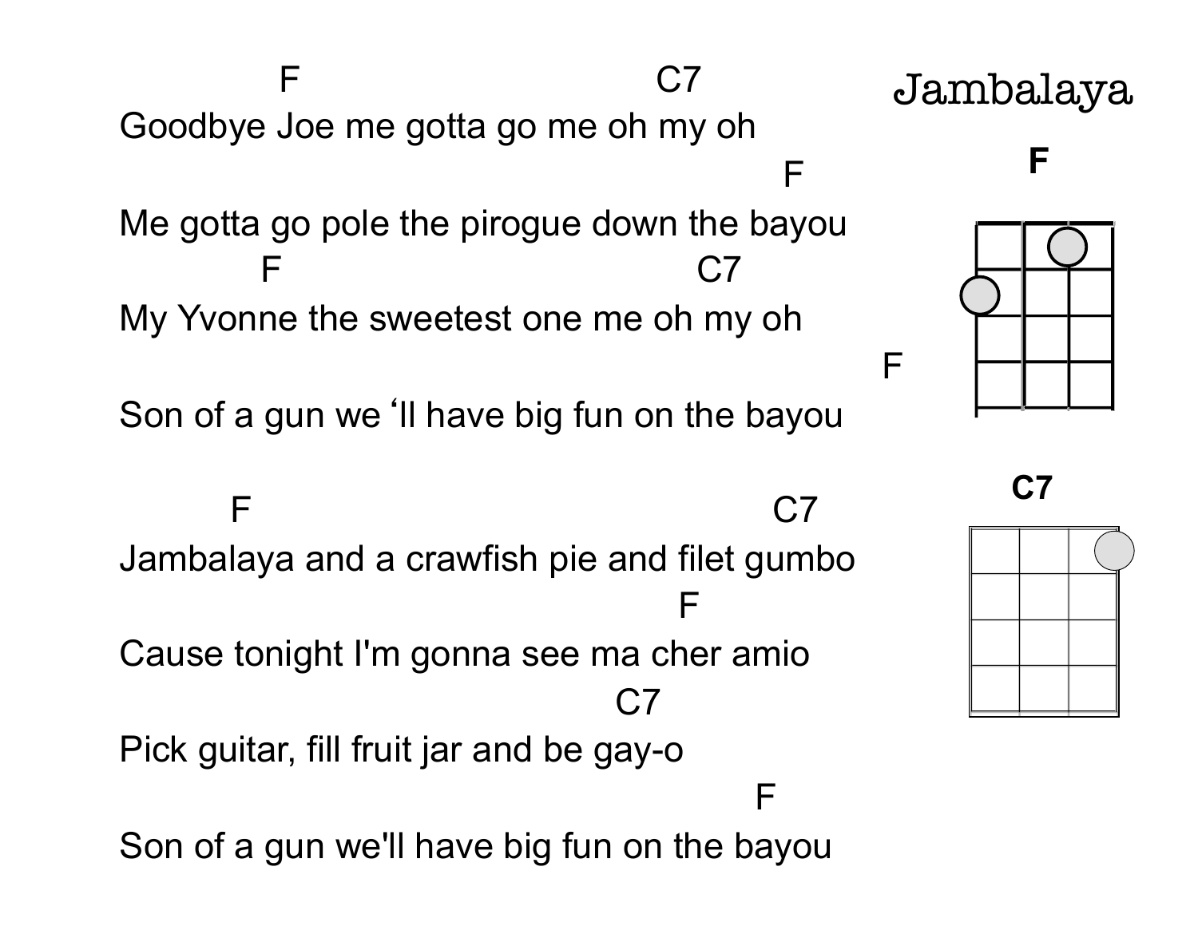# Jambalaya

```
            F                          C7
Goodbye Joe me gotta go me oh my oh
                                                F
Me gotta go pole the pirogue down the bayou
          F                               C7
My Yvonne the sweetest one me oh my oh
                                                   F
Son of a gun we 'll have big fun on the bayou

        F                                     C7
Jambalaya and a crawfish pie and filet gumbo
                                       F
Cause tonight I'm gonna see ma cher amio
                                  C7
Pick guitar, fill fruit jar and be gay-o
                                            F
Son of a gun we'll have big fun on the bayou
```

**F**

**C7**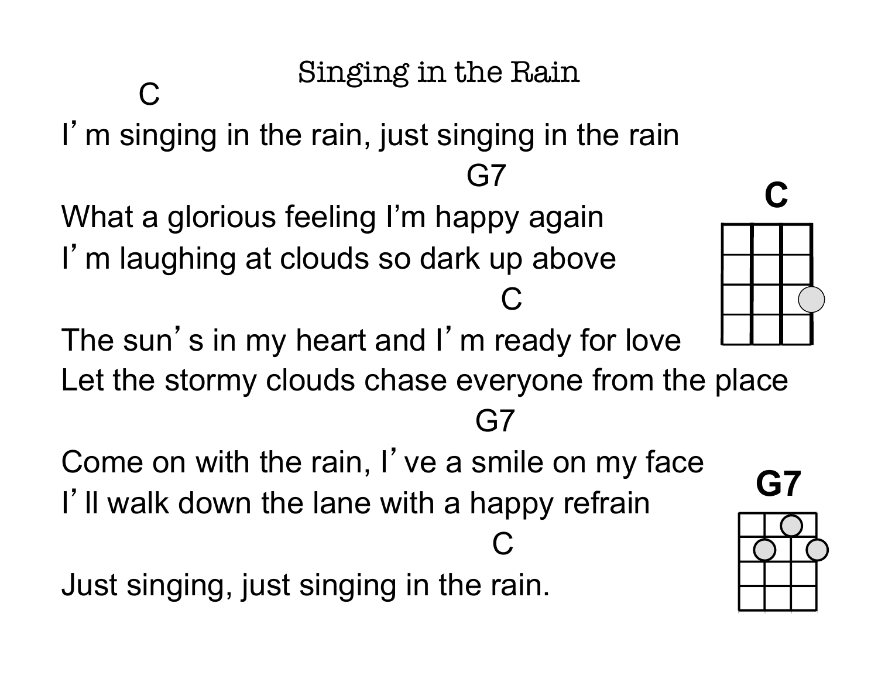# Singing in the Rain

```
        C
I'm singing in the rain, just singing in the rain
                                        G7
What a glorious feeling I'm happy again
I'm laughing at clouds so dark up above
                                          C
The sun's in my heart and I'm ready for love
Let the stormy clouds chase everyone from the place
                                        G7
Come on with the rain, I've a smile on my face
I'll walk down the lane with a happy refrain
                                         C
Just singing, just singing in the rain.
```

**C**

**G7**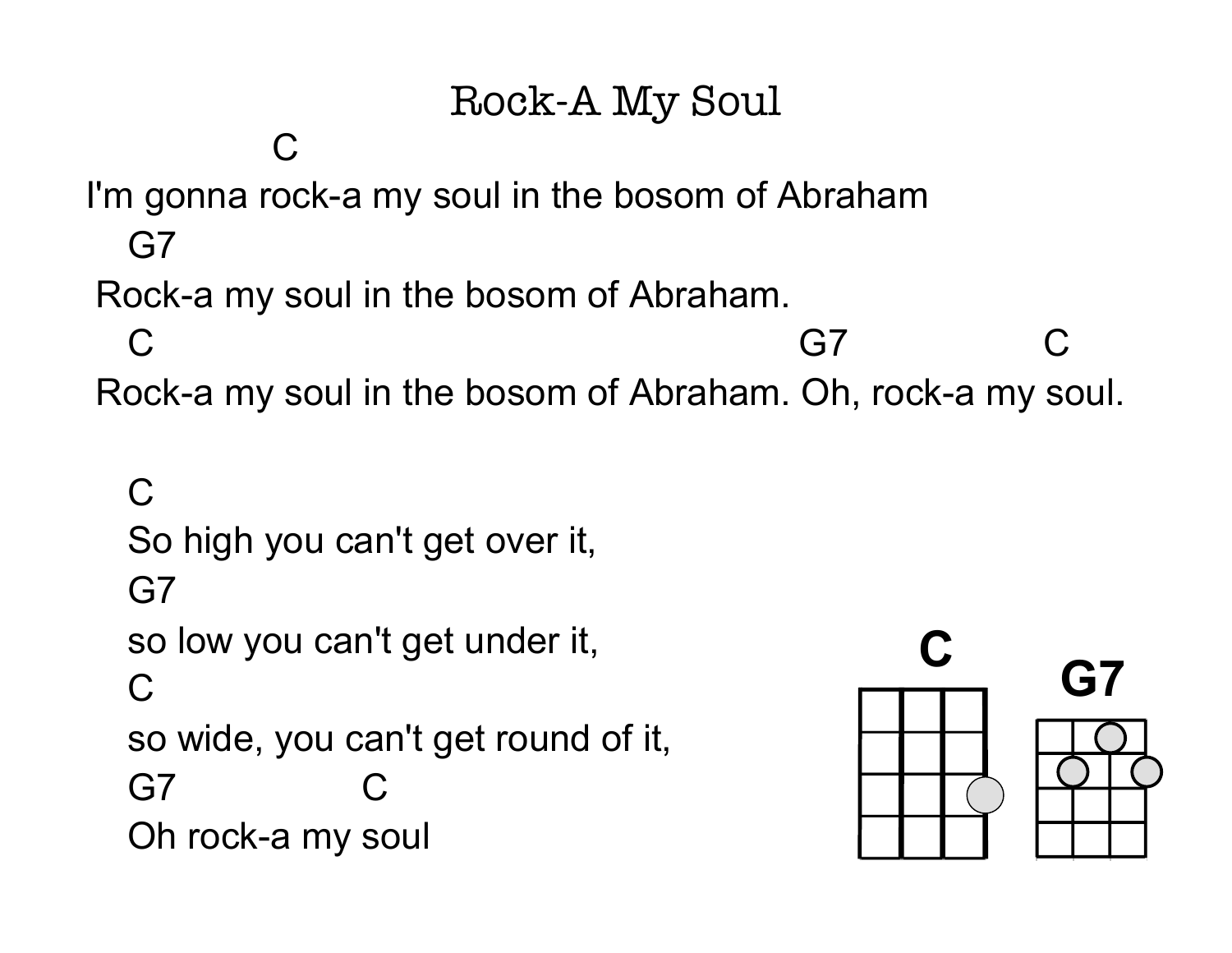# Rock-A My Soul

```
               C
I'm gonna rock-a my soul in the bosom of Abraham
   G7
 Rock-a my soul in the bosom of Abraham.
   C                                              G7               C
 Rock-a my soul in the bosom of Abraham. Oh, rock-a my soul.

   C
   So high you can't get over it,
   G7
   so low you can't get under it,
   C
   so wide, you can't get round of it,
   G7            C
   Oh rock-a my soul
```

**C**

**G7**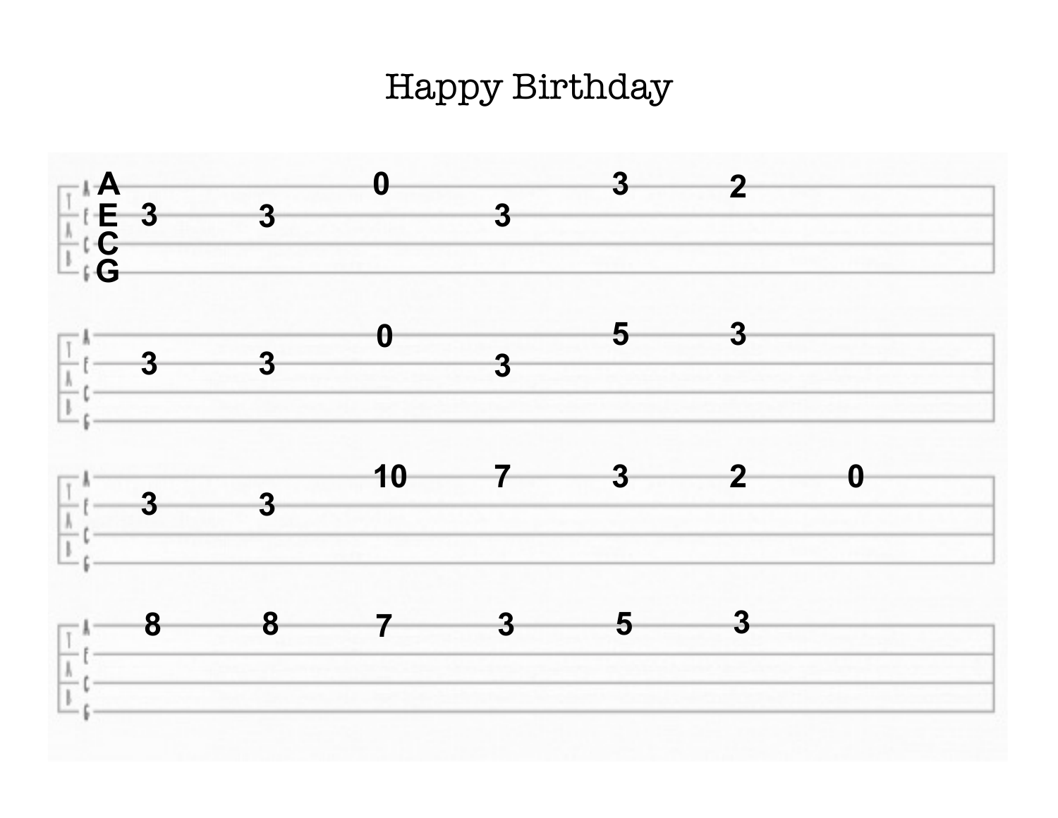# Happy Birthday

```
A|----------0---------3----2-------|
E|--3----3--------3----------------|
C|---------------------------------|
G|---------------------------------|

A|----------0---------5----3-------|
E|--3----3--------3----------------|
C|---------------------------------|
G|---------------------------------|

A|----------10---7----3----2----0--|
E|--3----3-------------------------|
C|---------------------------------|
G|---------------------------------|

A|--8----8--7----3----5----3-------|
E|---------------------------------|
C|---------------------------------|
G|---------------------------------|
```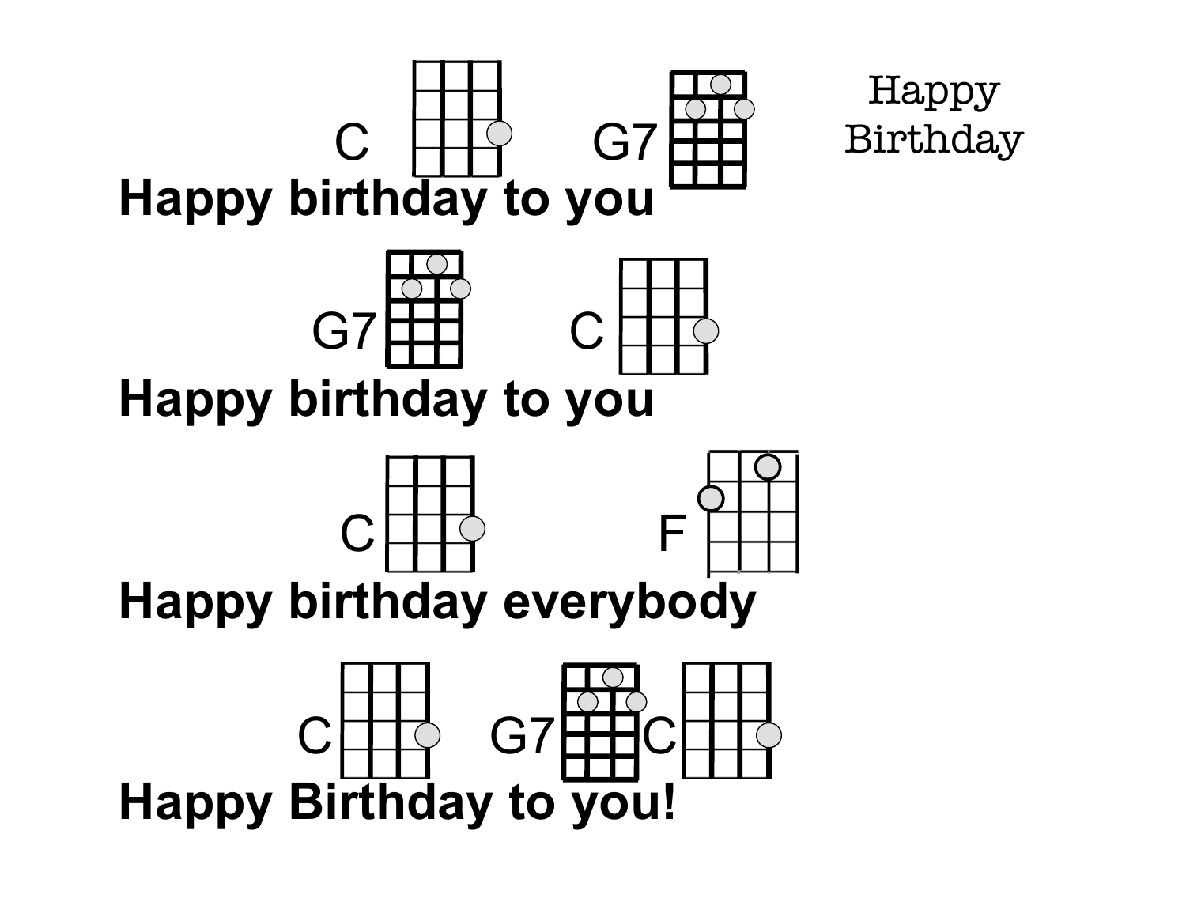Happy Birthday

C G7

**Happy birthday to you**

G7 C

**Happy birthday to you**

C F

**Happy birthday everybody**

C G7 C

**Happy Birthday to you!**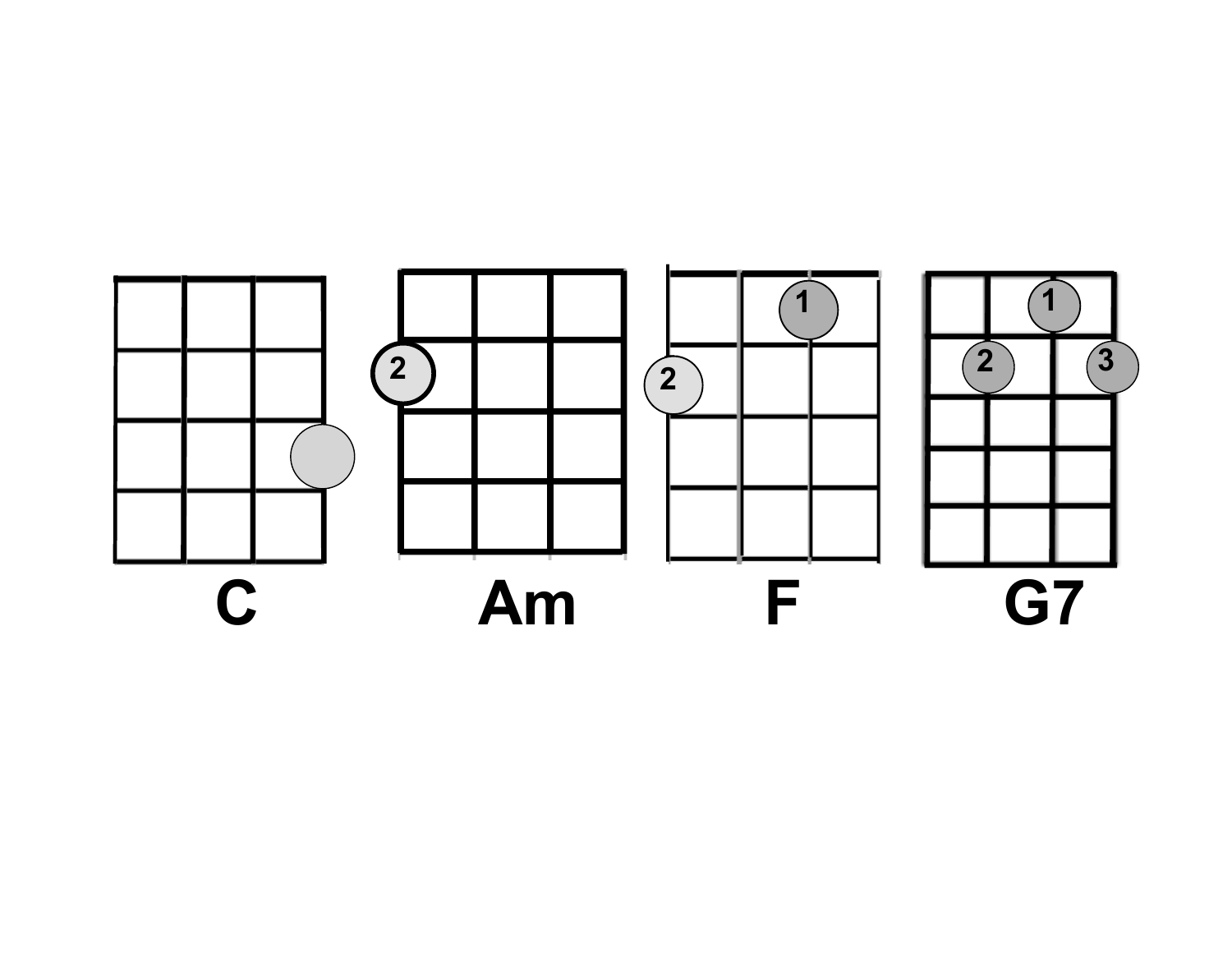C

Am

F

G7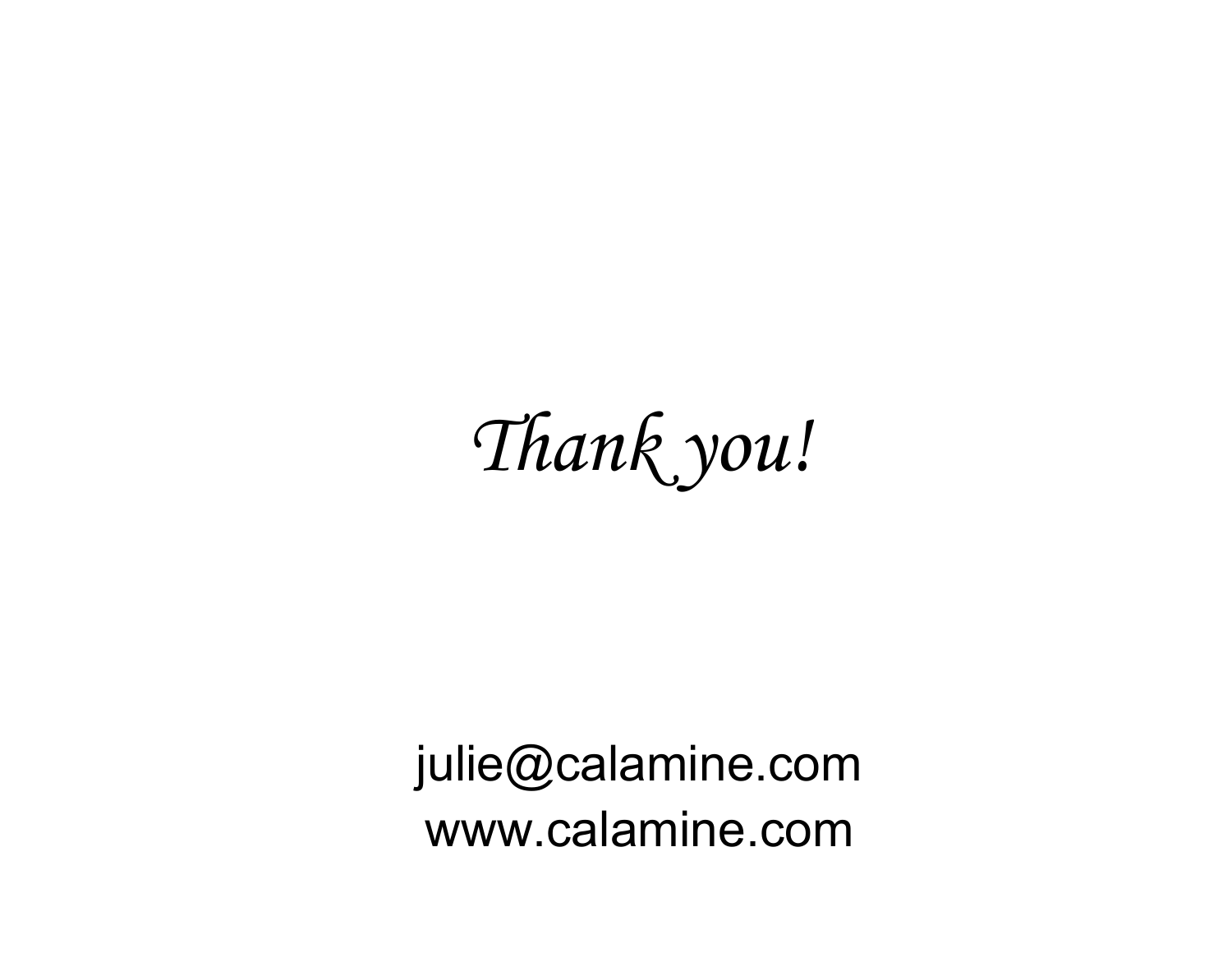*Thank you!*

julie@calamine.com
www.calamine.com